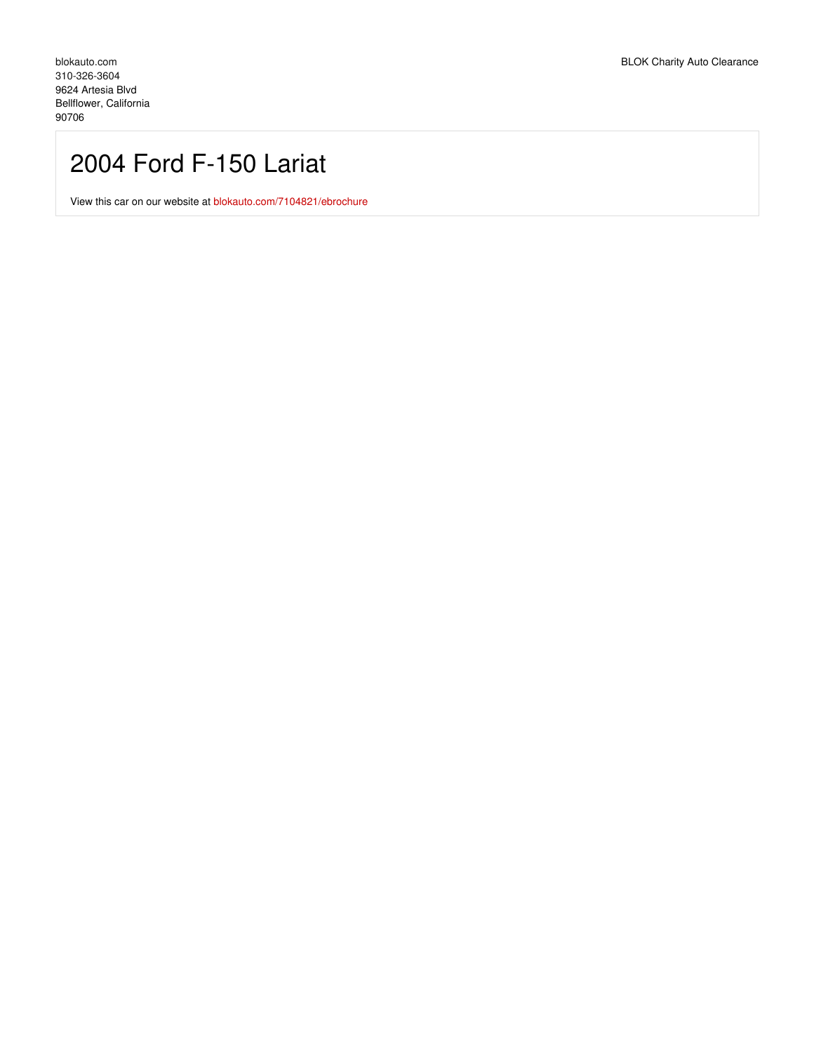blokauto.com
310-326-3604
9624 Artesia Blvd
Bellflower, California
90706

BLOK Charity Auto Clearance

# 2004 Ford F-150 Lariat

View this car on our website at blokauto.com/7104821/ebrochure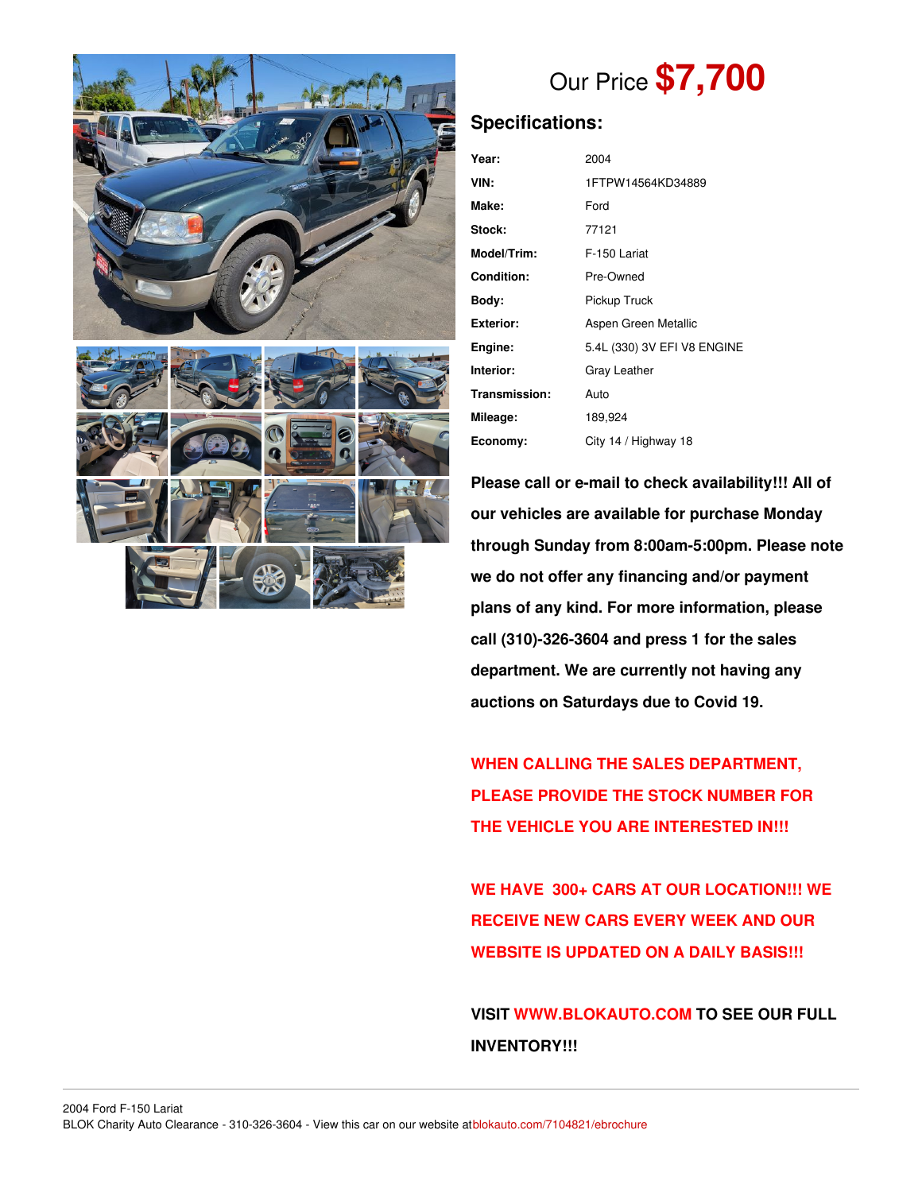Our Price **$7,700**

## Specifications:

| | |
|---|---|
| **Year:** | 2004 |
| **VIN:** | 1FTPW14564KD34889 |
| **Make:** | Ford |
| **Stock:** | 77121 |
| **Model/Trim:** | F-150 Lariat |
| **Condition:** | Pre-Owned |
| **Body:** | Pickup Truck |
| **Exterior:** | Aspen Green Metallic |
| **Engine:** | 5.4L (330) 3V EFI V8 ENGINE |
| **Interior:** | Gray Leather |
| **Transmission:** | Auto |
| **Mileage:** | 189,924 |
| **Economy:** | City 14 / Highway 18 |

**Please call or e-mail to check availability!!! All of our vehicles are available for purchase Monday through Sunday from 8:00am-5:00pm. Please note we do not offer any financing and/or payment plans of any kind. For more information, please call (310)-326-3604 and press 1 for the sales department. We are currently not having any auctions on Saturdays due to Covid 19.**

**WHEN CALLING THE SALES DEPARTMENT, PLEASE PROVIDE THE STOCK NUMBER FOR THE VEHICLE YOU ARE INTERESTED IN!!!**

**WE HAVE 300+ CARS AT OUR LOCATION!!! WE RECEIVE NEW CARS EVERY WEEK AND OUR WEBSITE IS UPDATED ON A DAILY BASIS!!!**

**VISIT WWW.BLOKAUTO.COM TO SEE OUR FULL INVENTORY!!!**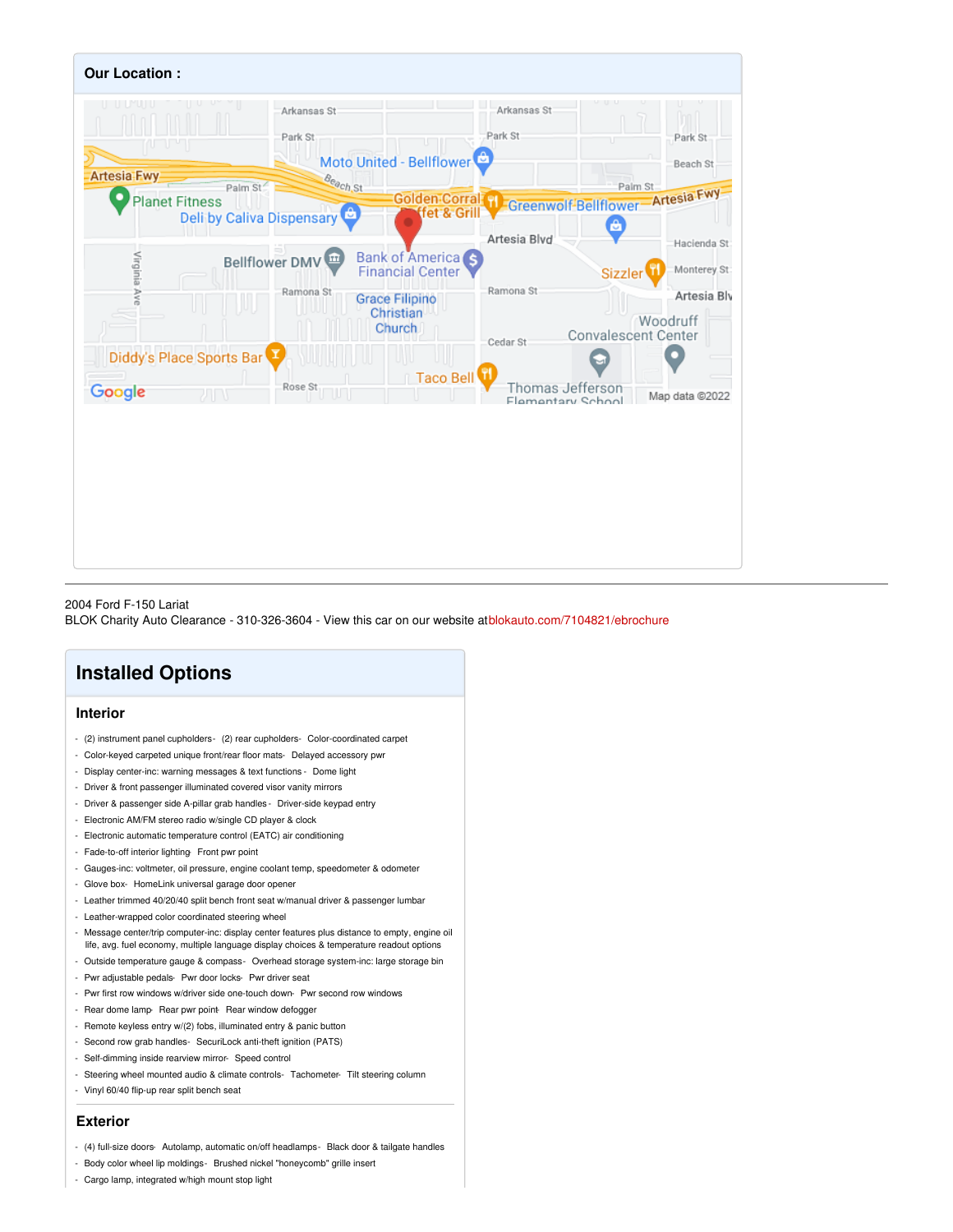## Our Location :

2004 Ford F-150 Lariat
BLOK Charity Auto Clearance - 310-326-3604 - View this car on our website at blokauto.com/7104821/ebrochure

# Installed Options

## Interior

- (2) instrument panel cupholders- (2) rear cupholders- Color-coordinated carpet
- Color-keyed carpeted unique front/rear floor mats- Delayed accessory pwr
- Display center-inc: warning messages & text functions - Dome light
- Driver & front passenger illuminated covered visor vanity mirrors
- Driver & passenger side A-pillar grab handles - Driver-side keypad entry
- Electronic AM/FM stereo radio w/single CD player & clock
- Electronic automatic temperature control (EATC) air conditioning
- Fade-to-off interior lighting- Front pwr point
- Gauges-inc: voltmeter, oil pressure, engine coolant temp, speedometer & odometer
- Glove box- HomeLink universal garage door opener
- Leather trimmed 40/20/40 split bench front seat w/manual driver & passenger lumbar
- Leather-wrapped color coordinated steering wheel
- Message center/trip computer-inc: display center features plus distance to empty, engine oil life, avg. fuel economy, multiple language display choices & temperature readout options
- Outside temperature gauge & compass- Overhead storage system-inc: large storage bin
- Pwr adjustable pedals- Pwr door locks- Pwr driver seat
- Pwr first row windows w/driver side one-touch down- Pwr second row windows
- Rear dome lamp- Rear pwr point- Rear window defogger
- Remote keyless entry w/(2) fobs, illuminated entry & panic button
- Second row grab handles- SecuriLock anti-theft ignition (PATS)
- Self-dimming inside rearview mirror- Speed control
- Steering wheel mounted audio & climate controls- Tachometer- Tilt steering column
- Vinyl 60/40 flip-up rear split bench seat

## Exterior

- (4) full-size doors- Autolamp, automatic on/off headlamps- Black door & tailgate handles
- Body color wheel lip moldings- Brushed nickel "honeycomb" grille insert
- Cargo lamp, integrated w/high mount stop light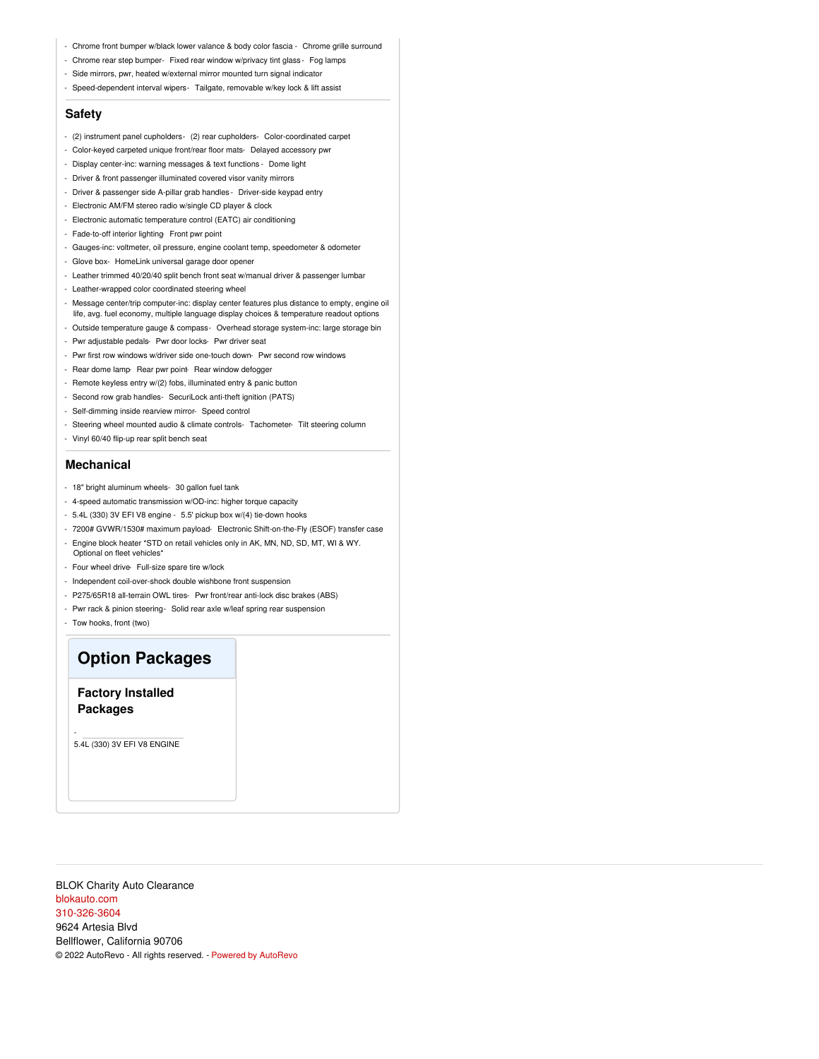- Chrome front bumper w/black lower valance & body color fascia - Chrome grille surround
- Chrome rear step bumper- Fixed rear window w/privacy tint glass - Fog lamps
- Side mirrors, pwr, heated w/external mirror mounted turn signal indicator
- Speed-dependent interval wipers- Tailgate, removable w/key lock & lift assist

## Safety

- (2) instrument panel cupholders- (2) rear cupholders- Color-coordinated carpet
- Color-keyed carpeted unique front/rear floor mats- Delayed accessory pwr
- Display center-inc: warning messages & text functions - Dome light
- Driver & front passenger illuminated covered visor vanity mirrors
- Driver & passenger side A-pillar grab handles - Driver-side keypad entry
- Electronic AM/FM stereo radio w/single CD player & clock
- Electronic automatic temperature control (EATC) air conditioning
- Fade-to-off interior lighting- Front pwr point
- Gauges-inc: voltmeter, oil pressure, engine coolant temp, speedometer & odometer
- Glove box- HomeLink universal garage door opener
- Leather trimmed 40/20/40 split bench front seat w/manual driver & passenger lumbar
- Leather-wrapped color coordinated steering wheel
- Message center/trip computer-inc: display center features plus distance to empty, engine oil life, avg. fuel economy, multiple language display choices & temperature readout options
- Outside temperature gauge & compass- Overhead storage system-inc: large storage bin
- Pwr adjustable pedals- Pwr door locks- Pwr driver seat
- Pwr first row windows w/driver side one-touch down- Pwr second row windows
- Rear dome lamp- Rear pwr point- Rear window defogger
- Remote keyless entry w/(2) fobs, illuminated entry & panic button
- Second row grab handles- SecuriLock anti-theft ignition (PATS)
- Self-dimming inside rearview mirror- Speed control
- Steering wheel mounted audio & climate controls- Tachometer- Tilt steering column
- Vinyl 60/40 flip-up rear split bench seat

## Mechanical

- 18" bright aluminum wheels- 30 gallon fuel tank
- 4-speed automatic transmission w/OD-inc: higher torque capacity
- 5.4L (330) 3V EFI V8 engine - 5.5' pickup box w/(4) tie-down hooks
- 7200# GVWR/1530# maximum payload- Electronic Shift-on-the-Fly (ESOF) transfer case
- Engine block heater *STD on retail vehicles only in AK, MN, ND, SD, MT, WI & WY. Optional on fleet vehicles*
- Four wheel drive- Full-size spare tire w/lock
- Independent coil-over-shock double wishbone front suspension
- P275/65R18 all-terrain OWL tires- Pwr front/rear anti-lock disc brakes (ABS)
- Pwr rack & pinion steering- Solid rear axle w/leaf spring rear suspension
- Tow hooks, front (two)

## Option Packages

### Factory Installed Packages

- 5.4L (330) 3V EFI V8 ENGINE

BLOK Charity Auto Clearance
blokauto.com
310-326-3604
9624 Artesia Blvd
Bellflower, California 90706
© 2022 AutoRevo - All rights reserved. - Powered by AutoRevo